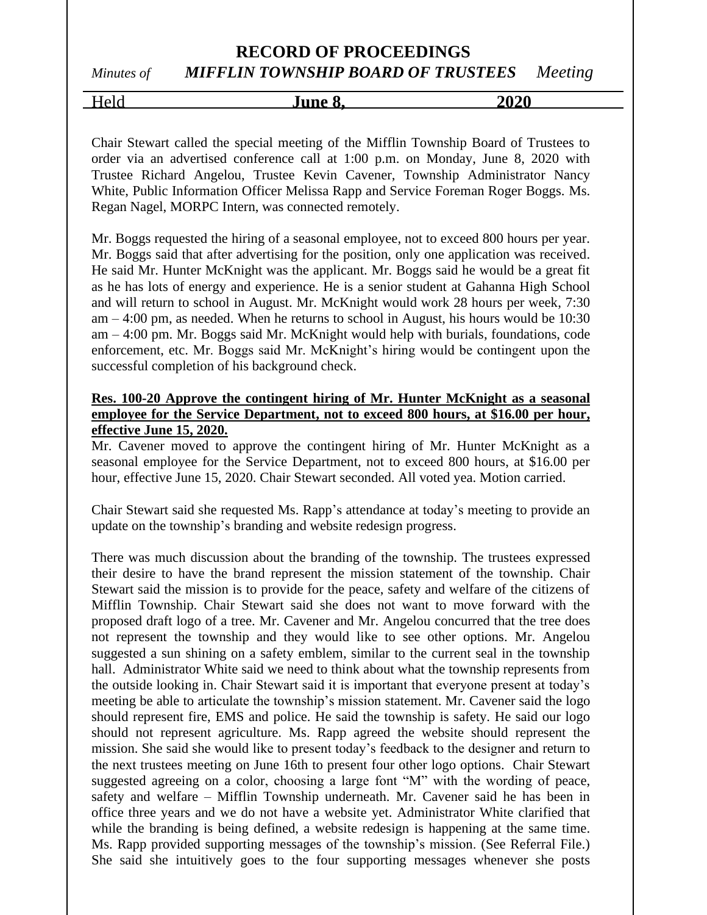# RECORD OF PROCEEDINGS

*Minutes of* ***MIFFLIN TOWNSHIP BOARD OF TRUSTEES*** *Meeting*

Held **June 8, 2020**

Chair Stewart called the special meeting of the Mifflin Township Board of Trustees to order via an advertised conference call at 1:00 p.m. on Monday, June 8, 2020 with Trustee Richard Angelou, Trustee Kevin Cavener, Township Administrator Nancy White, Public Information Officer Melissa Rapp and Service Foreman Roger Boggs. Ms. Regan Nagel, MORPC Intern, was connected remotely.

Mr. Boggs requested the hiring of a seasonal employee, not to exceed 800 hours per year. Mr. Boggs said that after advertising for the position, only one application was received. He said Mr. Hunter McKnight was the applicant. Mr. Boggs said he would be a great fit as he has lots of energy and experience. He is a senior student at Gahanna High School and will return to school in August. Mr. McKnight would work 28 hours per week, 7:30 am – 4:00 pm, as needed. When he returns to school in August, his hours would be 10:30 am – 4:00 pm. Mr. Boggs said Mr. McKnight would help with burials, foundations, code enforcement, etc. Mr. Boggs said Mr. McKnight's hiring would be contingent upon the successful completion of his background check.

**Res. 100-20 Approve the contingent hiring of Mr. Hunter McKnight as a seasonal employee for the Service Department, not to exceed 800 hours, at $16.00 per hour, effective June 15, 2020.**

Mr. Cavener moved to approve the contingent hiring of Mr. Hunter McKnight as a seasonal employee for the Service Department, not to exceed 800 hours, at $16.00 per hour, effective June 15, 2020. Chair Stewart seconded. All voted yea. Motion carried.

Chair Stewart said she requested Ms. Rapp's attendance at today's meeting to provide an update on the township's branding and website redesign progress.

There was much discussion about the branding of the township. The trustees expressed their desire to have the brand represent the mission statement of the township. Chair Stewart said the mission is to provide for the peace, safety and welfare of the citizens of Mifflin Township. Chair Stewart said she does not want to move forward with the proposed draft logo of a tree. Mr. Cavener and Mr. Angelou concurred that the tree does not represent the township and they would like to see other options. Mr. Angelou suggested a sun shining on a safety emblem, similar to the current seal in the township hall. Administrator White said we need to think about what the township represents from the outside looking in. Chair Stewart said it is important that everyone present at today's meeting be able to articulate the township's mission statement. Mr. Cavener said the logo should represent fire, EMS and police. He said the township is safety. He said our logo should not represent agriculture. Ms. Rapp agreed the website should represent the mission. She said she would like to present today's feedback to the designer and return to the next trustees meeting on June 16th to present four other logo options. Chair Stewart suggested agreeing on a color, choosing a large font "M" with the wording of peace, safety and welfare – Mifflin Township underneath. Mr. Cavener said he has been in office three years and we do not have a website yet. Administrator White clarified that while the branding is being defined, a website redesign is happening at the same time. Ms. Rapp provided supporting messages of the township's mission. (See Referral File.) She said she intuitively goes to the four supporting messages whenever she posts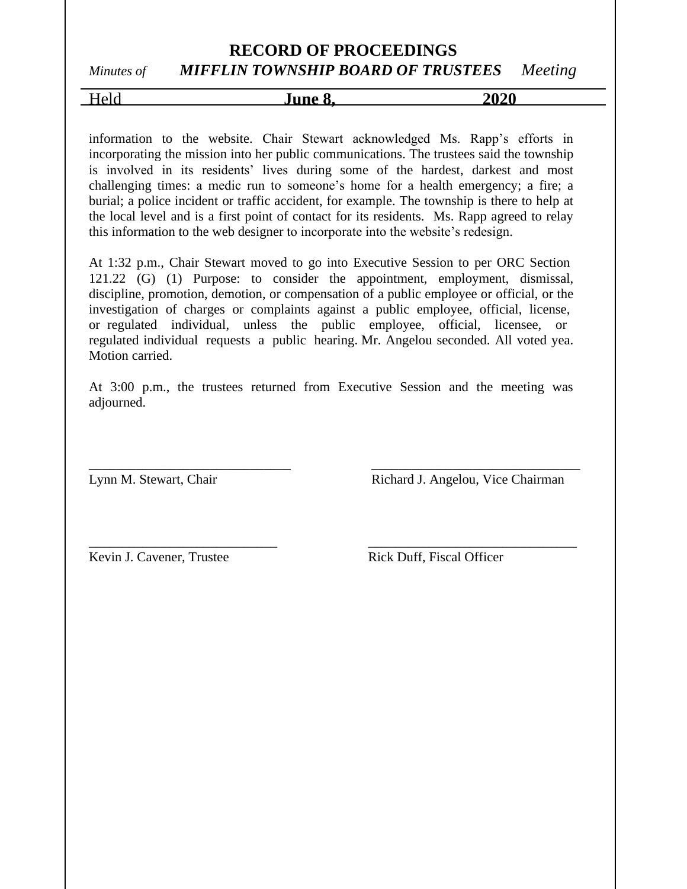information to the website. Chair Stewart acknowledged Ms. Rapp's efforts in incorporating the mission into her public communications. The trustees said the township is involved in its residents' lives during some of the hardest, darkest and most challenging times: a medic run to someone's home for a health emergency; a fire; a burial; a police incident or traffic accident, for example. The township is there to help at the local level and is a first point of contact for its residents. Ms. Rapp agreed to relay this information to the web designer to incorporate into the website's redesign.

At 1:32 p.m., Chair Stewart moved to go into Executive Session to per ORC Section 121.22 (G) (1) Purpose: to consider the appointment, employment, dismissal, discipline, promotion, demotion, or compensation of a public employee or official, or the investigation of charges or complaints against a public employee, official, license, or regulated individual, unless the public employee, official, licensee, or regulated individual requests a public hearing. Mr. Angelou seconded. All voted yea. Motion carried.

At 3:00 p.m., the trustees returned from Executive Session and the meeting was adjourned.

______________________________
Lynn M. Stewart, Chair

______________________________
Richard J. Angelou, Vice Chairman

______________________________
Kevin J. Cavener, Trustee

______________________________
Rick Duff, Fiscal Officer